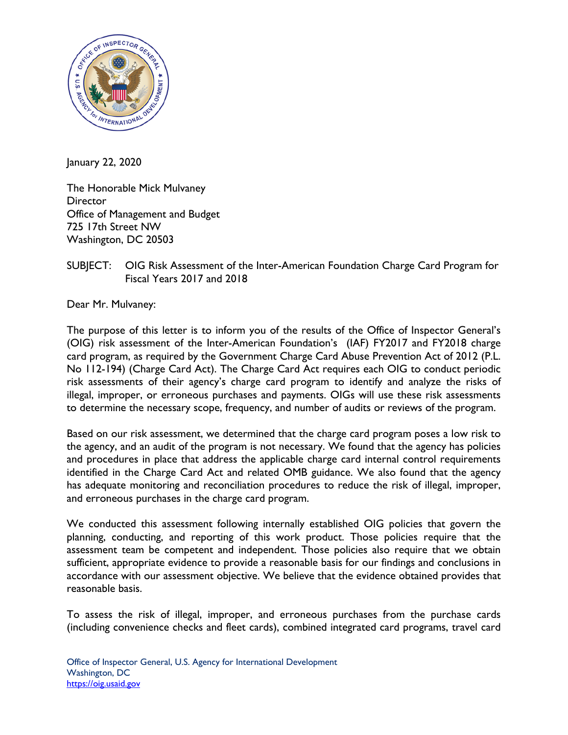January 22, 2020

The Honorable Mick Mulvaney
Director
Office of Management and Budget
725 17th Street NW
Washington, DC 20503

SUBJECT: OIG Risk Assessment of the Inter-American Foundation Charge Card Program for Fiscal Years 2017 and 2018

Dear Mr. Mulvaney:

The purpose of this letter is to inform you of the results of the Office of Inspector General's (OIG) risk assessment of the Inter-American Foundation's (IAF) FY2017 and FY2018 charge card program, as required by the Government Charge Card Abuse Prevention Act of 2012 (P.L. No 112-194) (Charge Card Act). The Charge Card Act requires each OIG to conduct periodic risk assessments of their agency's charge card program to identify and analyze the risks of illegal, improper, or erroneous purchases and payments. OIGs will use these risk assessments to determine the necessary scope, frequency, and number of audits or reviews of the program.

Based on our risk assessment, we determined that the charge card program poses a low risk to the agency, and an audit of the program is not necessary. We found that the agency has policies and procedures in place that address the applicable charge card internal control requirements identified in the Charge Card Act and related OMB guidance. We also found that the agency has adequate monitoring and reconciliation procedures to reduce the risk of illegal, improper, and erroneous purchases in the charge card program.

We conducted this assessment following internally established OIG policies that govern the planning, conducting, and reporting of this work product. Those policies require that the assessment team be competent and independent. Those policies also require that we obtain sufficient, appropriate evidence to provide a reasonable basis for our findings and conclusions in accordance with our assessment objective. We believe that the evidence obtained provides that reasonable basis.

To assess the risk of illegal, improper, and erroneous purchases from the purchase cards (including convenience checks and fleet cards), combined integrated card programs, travel card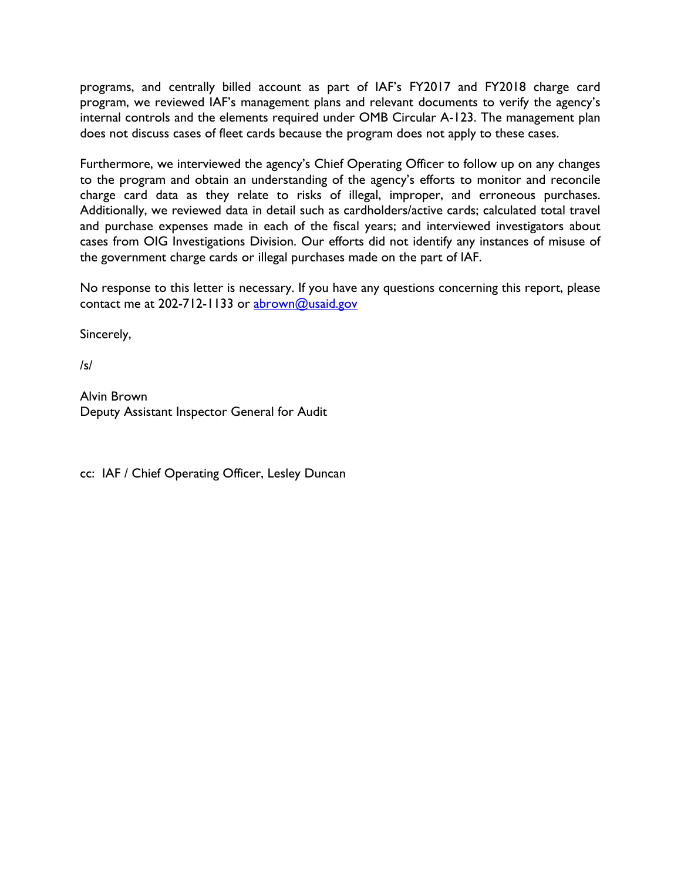programs, and centrally billed account as part of IAF's FY2017 and FY2018 charge card program, we reviewed IAF's management plans and relevant documents to verify the agency's internal controls and the elements required under OMB Circular A-123. The management plan does not discuss cases of fleet cards because the program does not apply to these cases.

Furthermore, we interviewed the agency's Chief Operating Officer to follow up on any changes to the program and obtain an understanding of the agency's efforts to monitor and reconcile charge card data as they relate to risks of illegal, improper, and erroneous purchases. Additionally, we reviewed data in detail such as cardholders/active cards; calculated total travel and purchase expenses made in each of the fiscal years; and interviewed investigators about cases from OIG Investigations Division. Our efforts did not identify any instances of misuse of the government charge cards or illegal purchases made on the part of IAF.

No response to this letter is necessary. If you have any questions concerning this report, please contact me at 202-712-1133 or [abrown@usaid.gov](mailto:abrown@usaid.gov)

Sincerely,

/s/

Alvin Brown
Deputy Assistant Inspector General for Audit

cc: IAF / Chief Operating Officer, Lesley Duncan